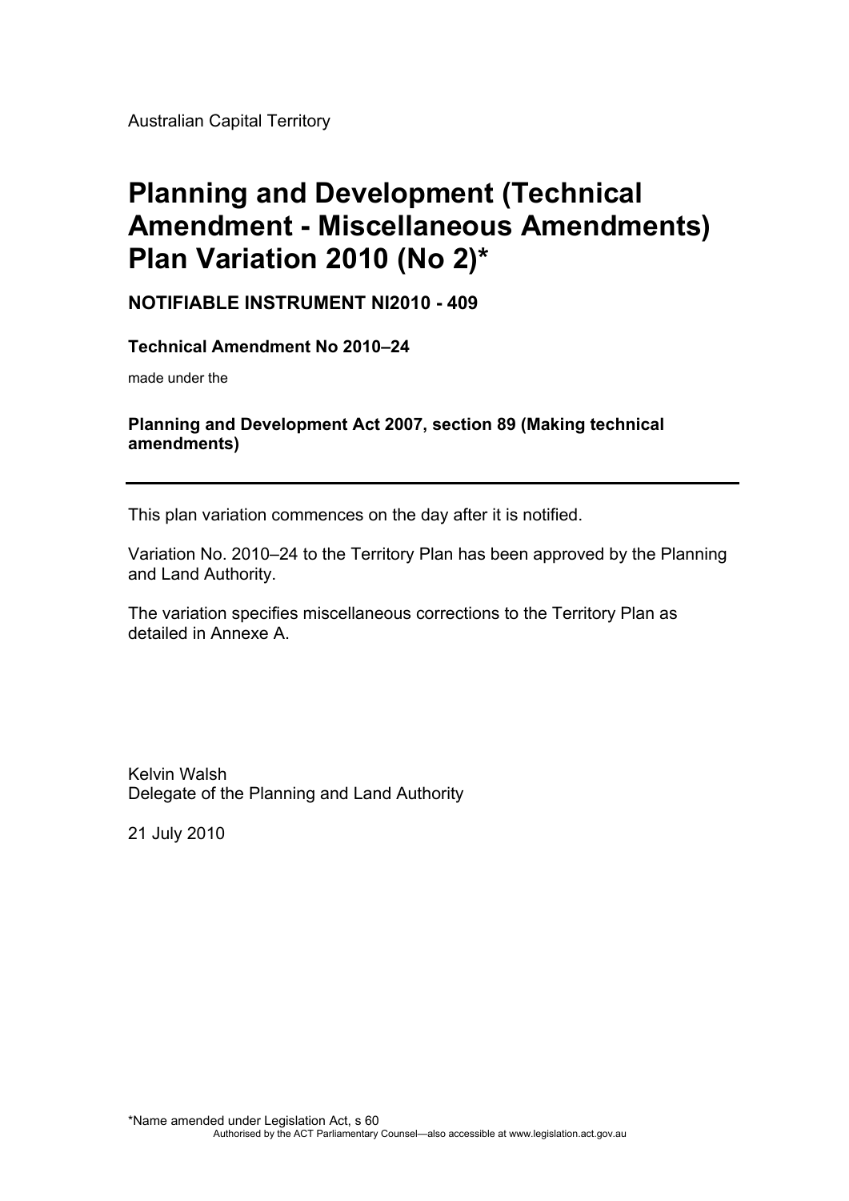Australian Capital Territory

# Planning and Development (Technical Amendment - Miscellaneous Amendments) Plan Variation 2010 (No 2)*

**NOTIFIABLE INSTRUMENT NI2010 - 409**

**Technical Amendment No 2010–24**

made under the

**Planning and Development Act 2007, section 89 (Making technical amendments)**

---

This plan variation commences on the day after it is notified.

Variation No. 2010–24 to the Territory Plan has been approved by the Planning and Land Authority.

The variation specifies miscellaneous corrections to the Territory Plan as detailed in Annexe A.

Kelvin Walsh
Delegate of the Planning and Land Authority

21 July 2010

*Name amended under Legislation Act, s 60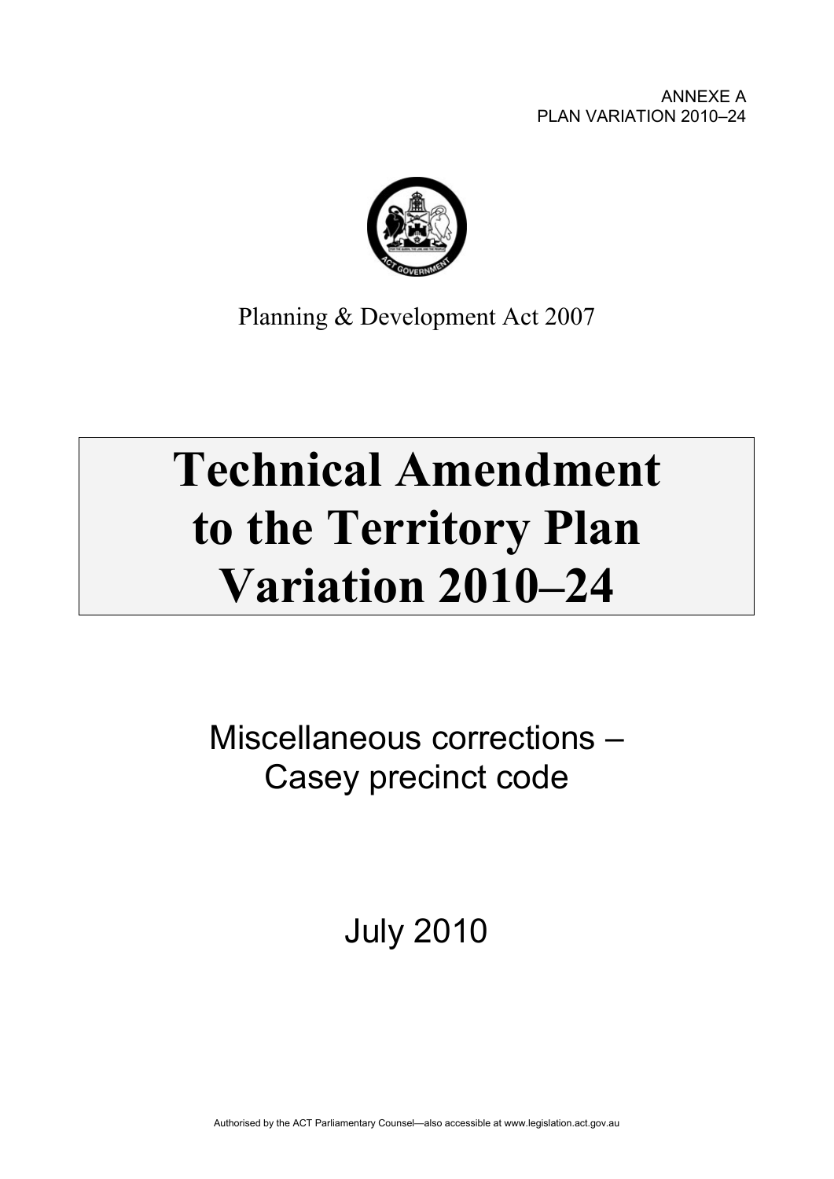ANNEXE A
PLAN VARIATION 2010–24

Planning & Development Act 2007

# Technical Amendment to the Territory Plan Variation 2010–24

Miscellaneous corrections – Casey precinct code

July 2010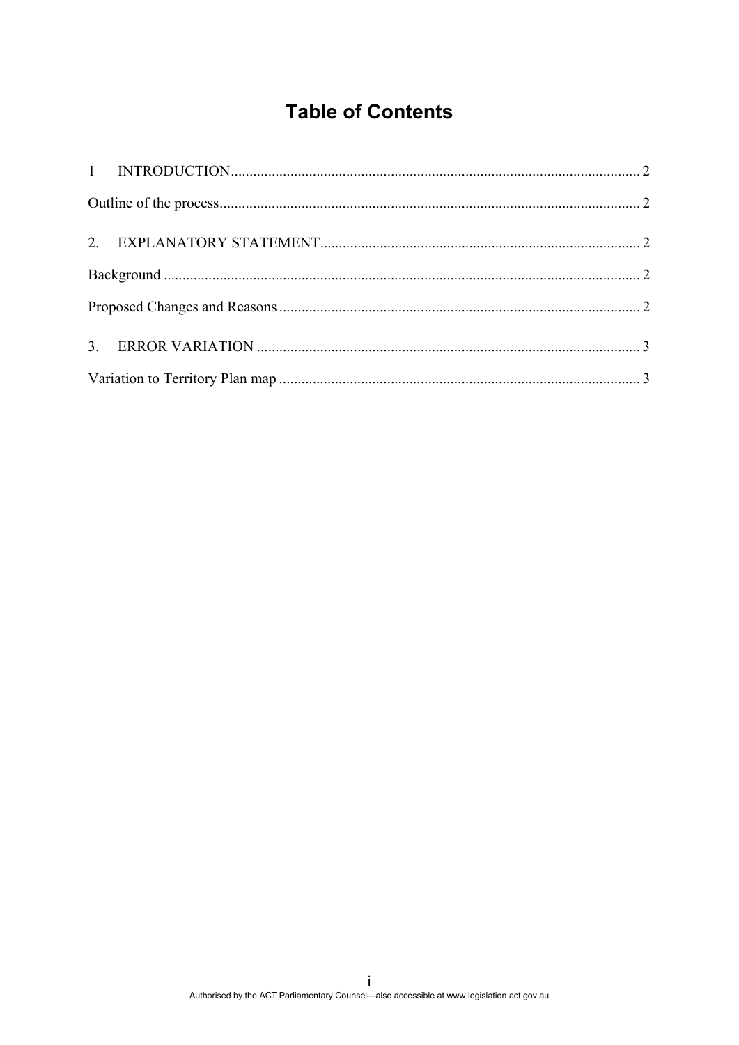# Table of Contents

1 INTRODUCTION ..... 2

Outline of the process ..... 2

2. EXPLANATORY STATEMENT ..... 2

Background ..... 2

Proposed Changes and Reasons ..... 2

3. ERROR VARIATION ..... 3

Variation to Territory Plan map ..... 3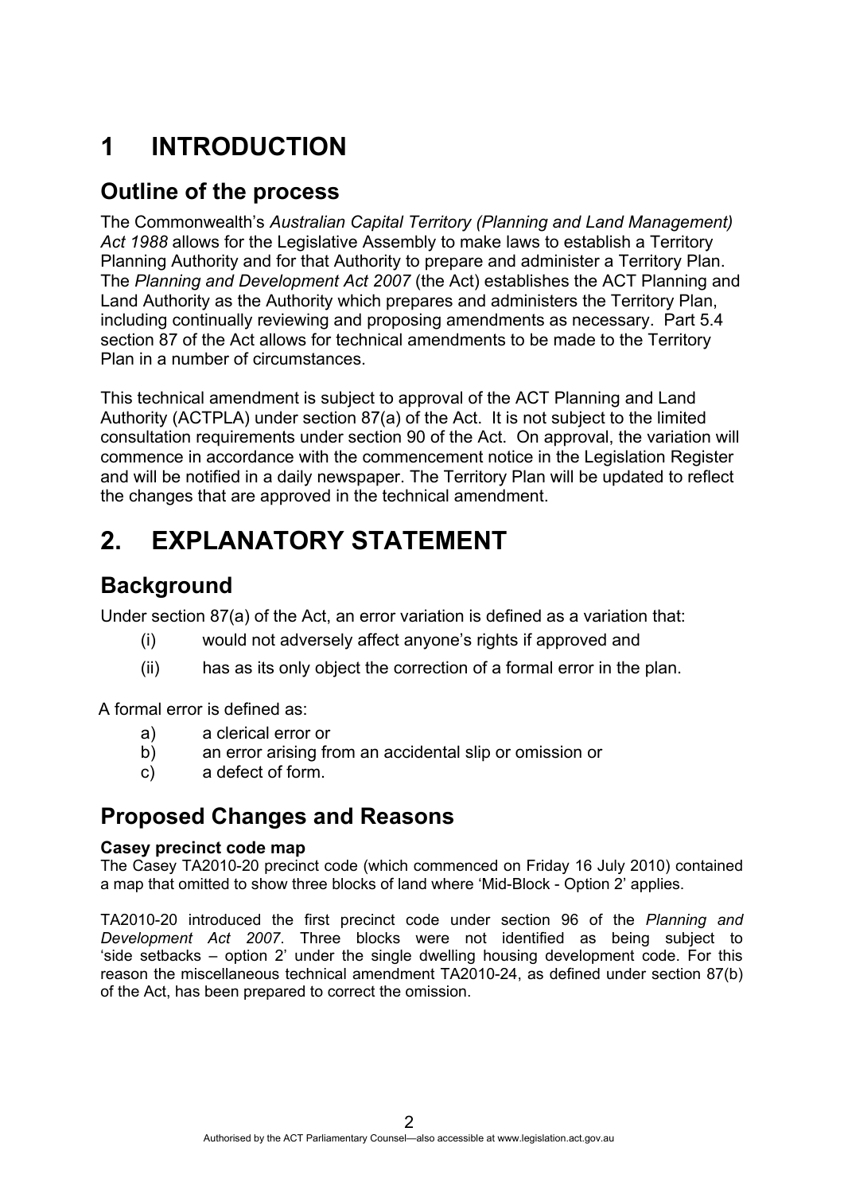# 1 INTRODUCTION

## Outline of the process

The Commonwealth's *Australian Capital Territory (Planning and Land Management) Act 1988* allows for the Legislative Assembly to make laws to establish a Territory Planning Authority and for that Authority to prepare and administer a Territory Plan. The *Planning and Development Act 2007* (the Act) establishes the ACT Planning and Land Authority as the Authority which prepares and administers the Territory Plan, including continually reviewing and proposing amendments as necessary. Part 5.4 section 87 of the Act allows for technical amendments to be made to the Territory Plan in a number of circumstances.

This technical amendment is subject to approval of the ACT Planning and Land Authority (ACTPLA) under section 87(a) of the Act. It is not subject to the limited consultation requirements under section 90 of the Act. On approval, the variation will commence in accordance with the commencement notice in the Legislation Register and will be notified in a daily newspaper. The Territory Plan will be updated to reflect the changes that are approved in the technical amendment.

# 2. EXPLANATORY STATEMENT

## Background

Under section 87(a) of the Act, an error variation is defined as a variation that:

(i) would not adversely affect anyone's rights if approved and

(ii) has as its only object the correction of a formal error in the plan.

A formal error is defined as:

a) a clerical error or
b) an error arising from an accidental slip or omission or
c) a defect of form.

## Proposed Changes and Reasons

### Casey precinct code map

The Casey TA2010-20 precinct code (which commenced on Friday 16 July 2010) contained a map that omitted to show three blocks of land where 'Mid-Block - Option 2' applies.

TA2010-20 introduced the first precinct code under section 96 of the *Planning and Development Act 2007*. Three blocks were not identified as being subject to 'side setbacks – option 2' under the single dwelling housing development code. For this reason the miscellaneous technical amendment TA2010-24, as defined under section 87(b) of the Act, has been prepared to correct the omission.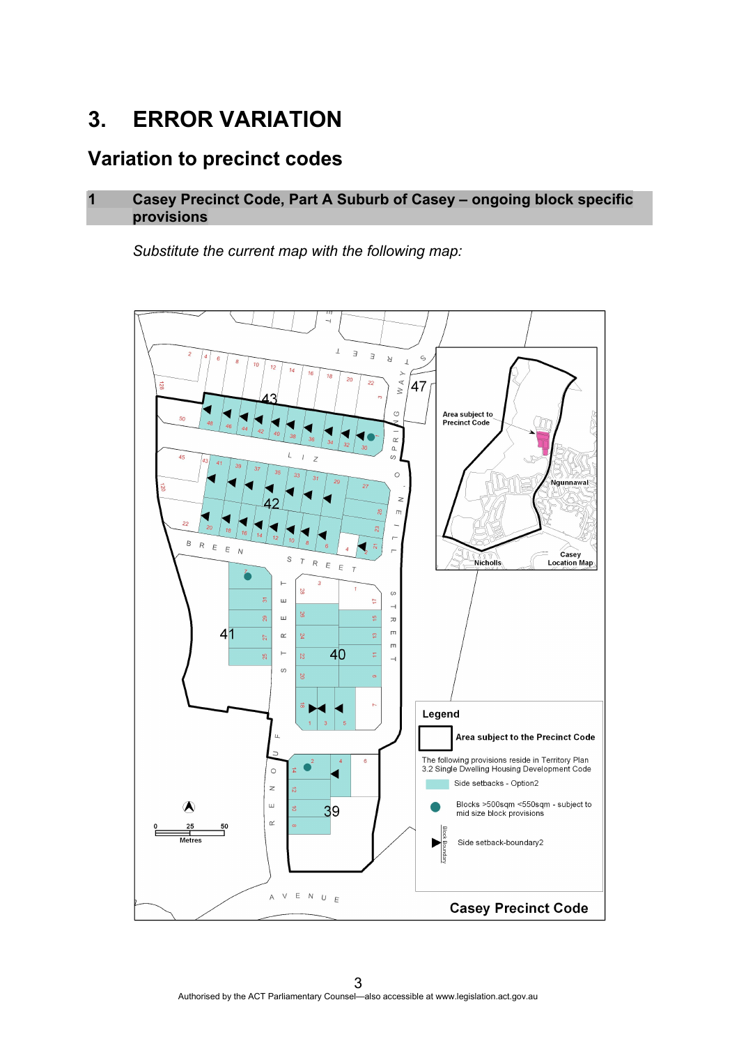# 3. ERROR VARIATION

## Variation to precinct codes

### 1 Casey Precinct Code, Part A Suburb of Casey – ongoing block specific provisions

*Substitute the current map with the following map:*

Legend

Area subject to the Precinct Code

The following provisions reside in Territory Plan 3.2 Single Dwelling Housing Development Code

Side setbacks - Option2

Blocks >500sqm <550sqm - subject to mid size block provisions

Side setback-boundary2

Casey Precinct Code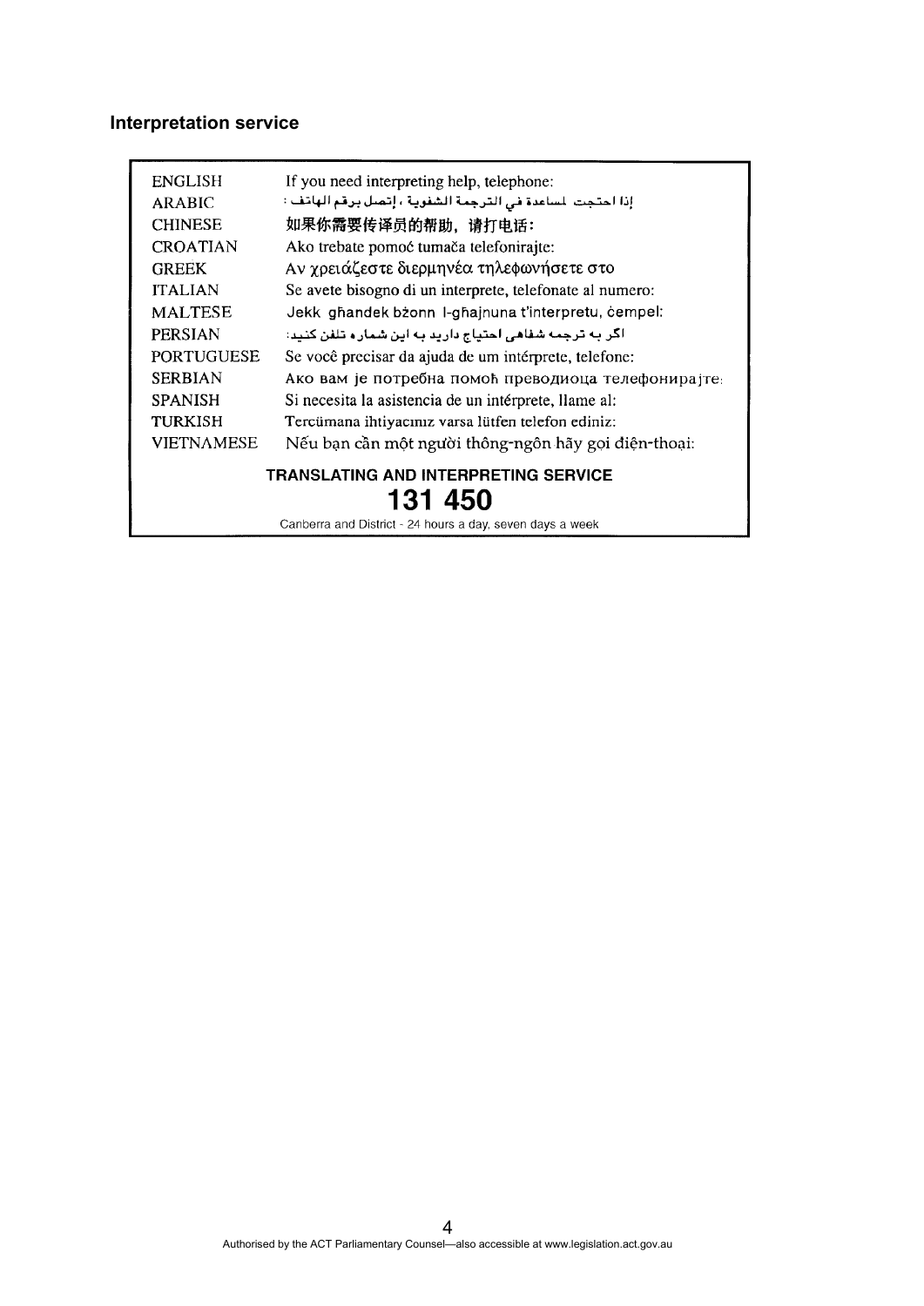## Interpretation service

| | |
|---|---|
| ENGLISH | If you need interpreting help, telephone: |
| ARABIC | إذا احتجت لمساعدة في الترجمة الشفوية ، إتصل برقم الهاتف : |
| CHINESE | 如果你需要传译员的帮助，请打电话： |
| CROATIAN | Ako trebate pomoć tumača telefonirajte: |
| GREEK | Αν χρειάζεστε διερμηνέα τηλεφωνήσετε στο |
| ITALIAN | Se avete bisogno di un interprete, telefonate al numero: |
| MALTESE | Jekk għandek bżonn l-għajnuna t'interpretu, ċempel: |
| PERSIAN | اگر به ترجمه شفاهی احتیاج دارید به این شماره تلفن کنید: |
| PORTUGUESE | Se você precisar da ajuda de um intérprete, telefone: |
| SERBIAN | Ако вам је потребна помоћ преводиоца телефонирајте: |
| SPANISH | Si necesita la asistencia de un intérprete, llame al: |
| TURKISH | Tercümana ihtiyacınız varsa lütfen telefon ediniz: |
| VIETNAMESE | Nếu bạn cần một người thông-ngôn hãy gọi điện-thoại: |

**TRANSLATING AND INTERPRETING SERVICE**

**131 450**

Canberra and District - 24 hours a day, seven days a week

Authorised by the ACT Parliamentary Counsel—also accessible at www.legislation.act.gov.au